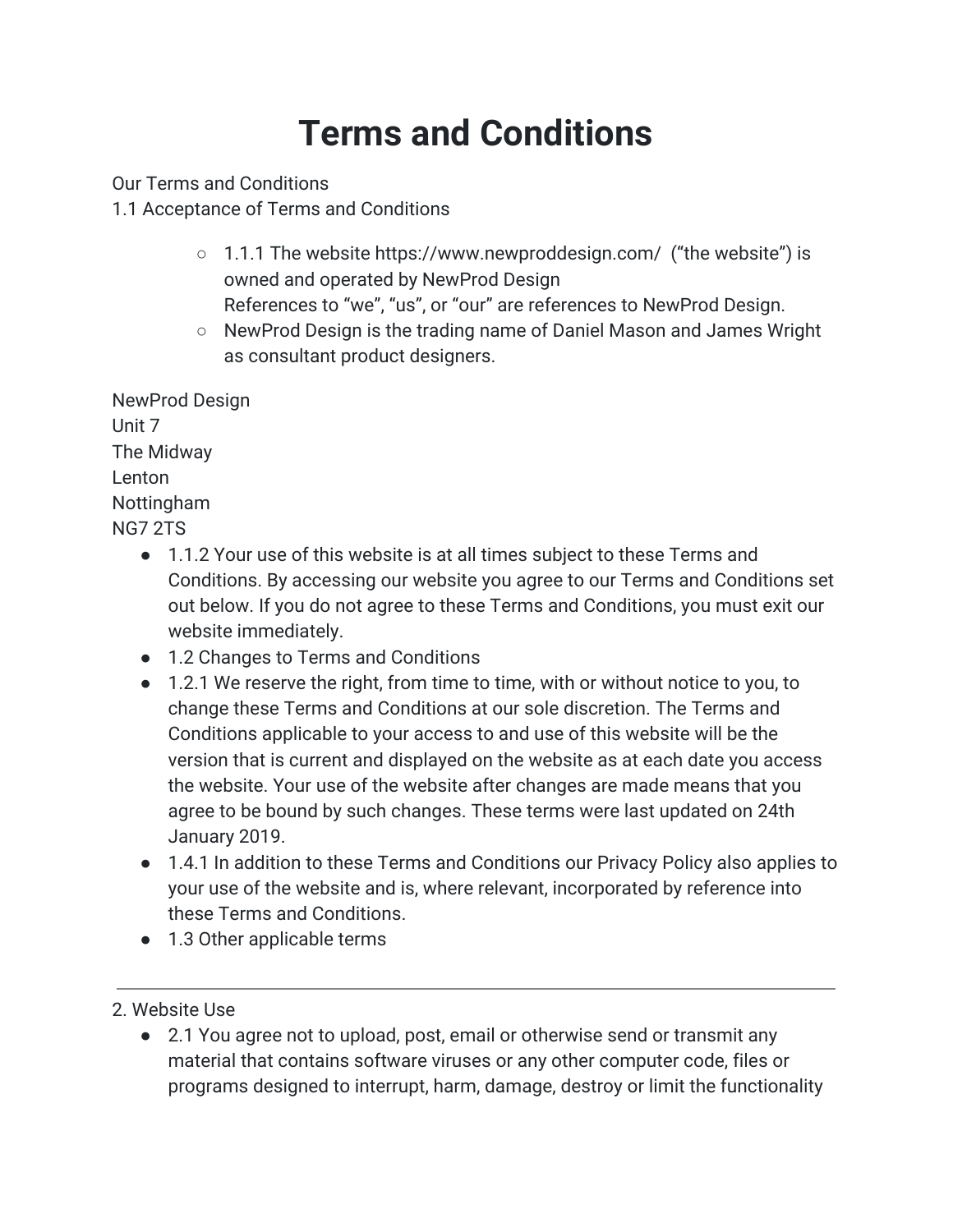# Terms and Conditions

Our Terms and Conditions
1.1 Acceptance of Terms and Conditions

- 1.1.1 The website https://www.newproddesign.com/ ("the website") is owned and operated by NewProd Design
  References to "we", "us", or "our" are references to NewProd Design.
- NewProd Design is the trading name of Daniel Mason and James Wright as consultant product designers.

NewProd Design
Unit 7
The Midway
Lenton
Nottingham
NG7 2TS

- 1.1.2 Your use of this website is at all times subject to these Terms and Conditions. By accessing our website you agree to our Terms and Conditions set out below. If you do not agree to these Terms and Conditions, you must exit our website immediately.
- 1.2 Changes to Terms and Conditions
- 1.2.1 We reserve the right, from time to time, with or without notice to you, to change these Terms and Conditions at our sole discretion. The Terms and Conditions applicable to your access to and use of this website will be the version that is current and displayed on the website as at each date you access the website. Your use of the website after changes are made means that you agree to be bound by such changes. These terms were last updated on 24th January 2019.
- 1.4.1 In addition to these Terms and Conditions our Privacy Policy also applies to your use of the website and is, where relevant, incorporated by reference into these Terms and Conditions.
- 1.3 Other applicable terms

---

2. Website Use

- 2.1 You agree not to upload, post, email or otherwise send or transmit any material that contains software viruses or any other computer code, files or programs designed to interrupt, harm, damage, destroy or limit the functionality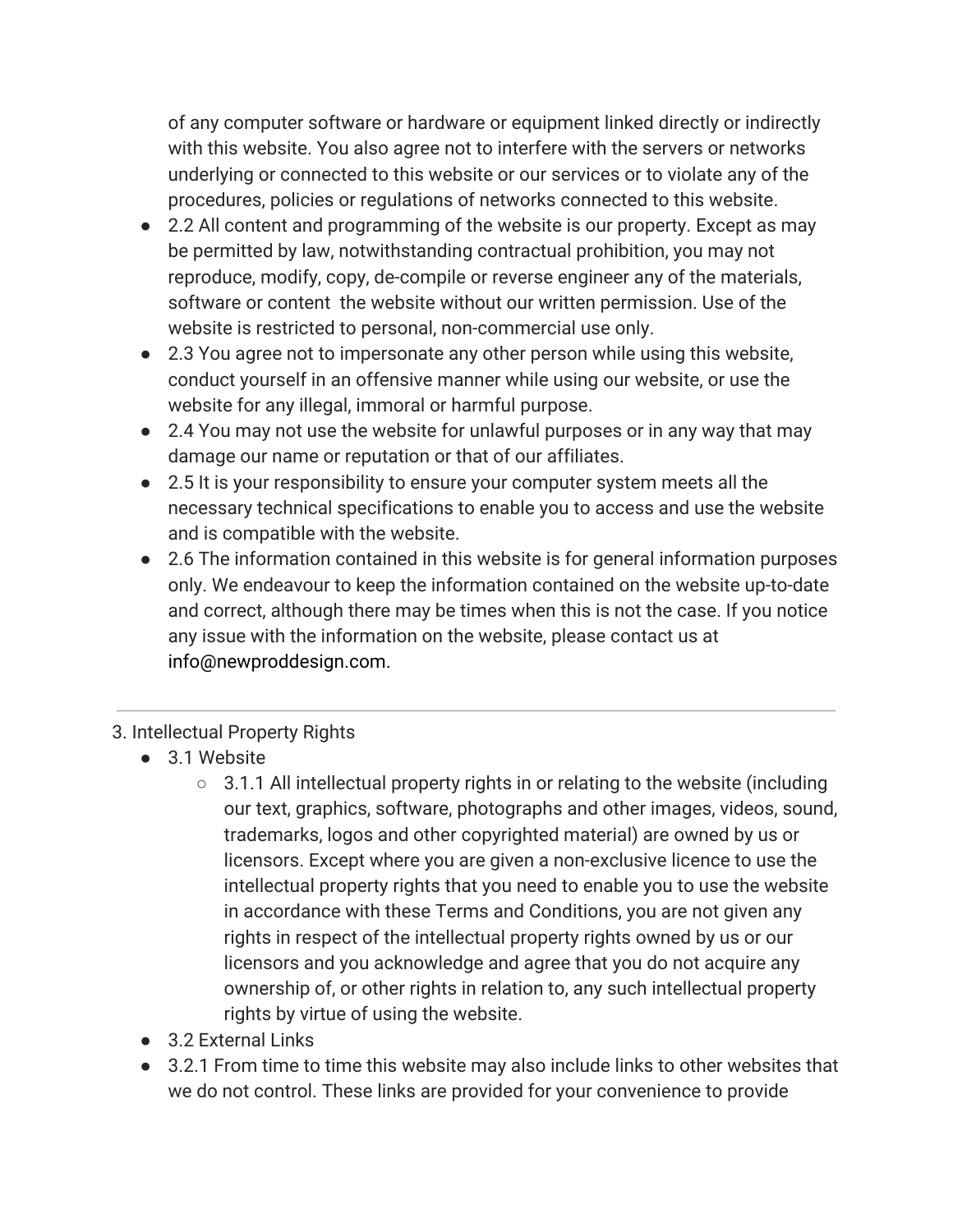of any computer software or hardware or equipment linked directly or indirectly with this website. You also agree not to interfere with the servers or networks underlying or connected to this website or our services or to violate any of the procedures, policies or regulations of networks connected to this website.

- 2.2 All content and programming of the website is our property. Except as may be permitted by law, notwithstanding contractual prohibition, you may not reproduce, modify, copy, de-compile or reverse engineer any of the materials, software or content  the website without our written permission. Use of the website is restricted to personal, non-commercial use only.
- 2.3 You agree not to impersonate any other person while using this website, conduct yourself in an offensive manner while using our website, or use the website for any illegal, immoral or harmful purpose.
- 2.4 You may not use the website for unlawful purposes or in any way that may damage our name or reputation or that of our affiliates.
- 2.5 It is your responsibility to ensure your computer system meets all the necessary technical specifications to enable you to access and use the website and is compatible with the website.
- 2.6 The information contained in this website is for general information purposes only. We endeavour to keep the information contained on the website up-to-date and correct, although there may be times when this is not the case. If you notice any issue with the information on the website, please contact us at info@newproddesign.com.

---

3. Intellectual Property Rights

- 3.1 Website
    - 3.1.1 All intellectual property rights in or relating to the website (including our text, graphics, software, photographs and other images, videos, sound, trademarks, logos and other copyrighted material) are owned by us or licensors. Except where you are given a non-exclusive licence to use the intellectual property rights that you need to enable you to use the website in accordance with these Terms and Conditions, you are not given any rights in respect of the intellectual property rights owned by us or our licensors and you acknowledge and agree that you do not acquire any ownership of, or other rights in relation to, any such intellectual property rights by virtue of using the website.
- 3.2 External Links
- 3.2.1 From time to time this website may also include links to other websites that we do not control. These links are provided for your convenience to provide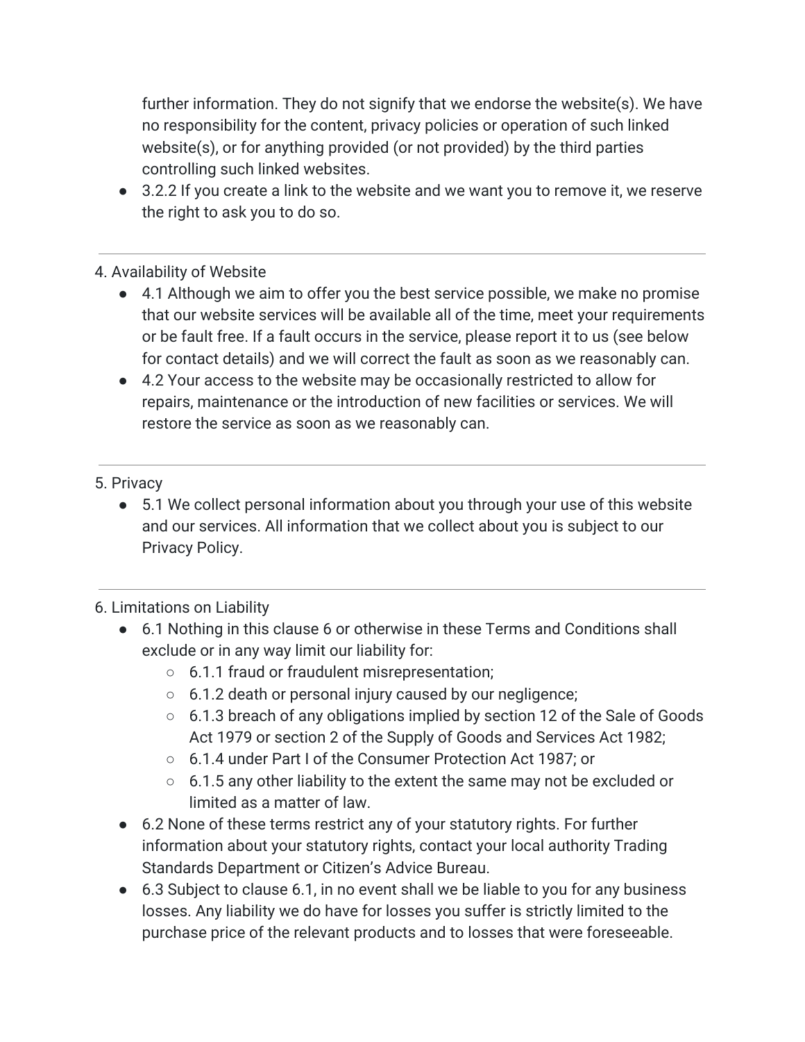further information. They do not signify that we endorse the website(s). We have no responsibility for the content, privacy policies or operation of such linked website(s), or for anything provided (or not provided) by the third parties controlling such linked websites.

- 3.2.2 If you create a link to the website and we want you to remove it, we reserve the right to ask you to do so.

---

4. Availability of Website

- 4.1 Although we aim to offer you the best service possible, we make no promise that our website services will be available all of the time, meet your requirements or be fault free. If a fault occurs in the service, please report it to us (see below for contact details) and we will correct the fault as soon as we reasonably can.
- 4.2 Your access to the website may be occasionally restricted to allow for repairs, maintenance or the introduction of new facilities or services. We will restore the service as soon as we reasonably can.

---

5. Privacy

- 5.1 We collect personal information about you through your use of this website and our services. All information that we collect about you is subject to our Privacy Policy.

---

6. Limitations on Liability

- 6.1 Nothing in this clause 6 or otherwise in these Terms and Conditions shall exclude or in any way limit our liability for:
  - 6.1.1 fraud or fraudulent misrepresentation;
  - 6.1.2 death or personal injury caused by our negligence;
  - 6.1.3 breach of any obligations implied by section 12 of the Sale of Goods Act 1979 or section 2 of the Supply of Goods and Services Act 1982;
  - 6.1.4 under Part I of the Consumer Protection Act 1987; or
  - 6.1.5 any other liability to the extent the same may not be excluded or limited as a matter of law.
- 6.2 None of these terms restrict any of your statutory rights. For further information about your statutory rights, contact your local authority Trading Standards Department or Citizen's Advice Bureau.
- 6.3 Subject to clause 6.1, in no event shall we be liable to you for any business losses. Any liability we do have for losses you suffer is strictly limited to the purchase price of the relevant products and to losses that were foreseeable.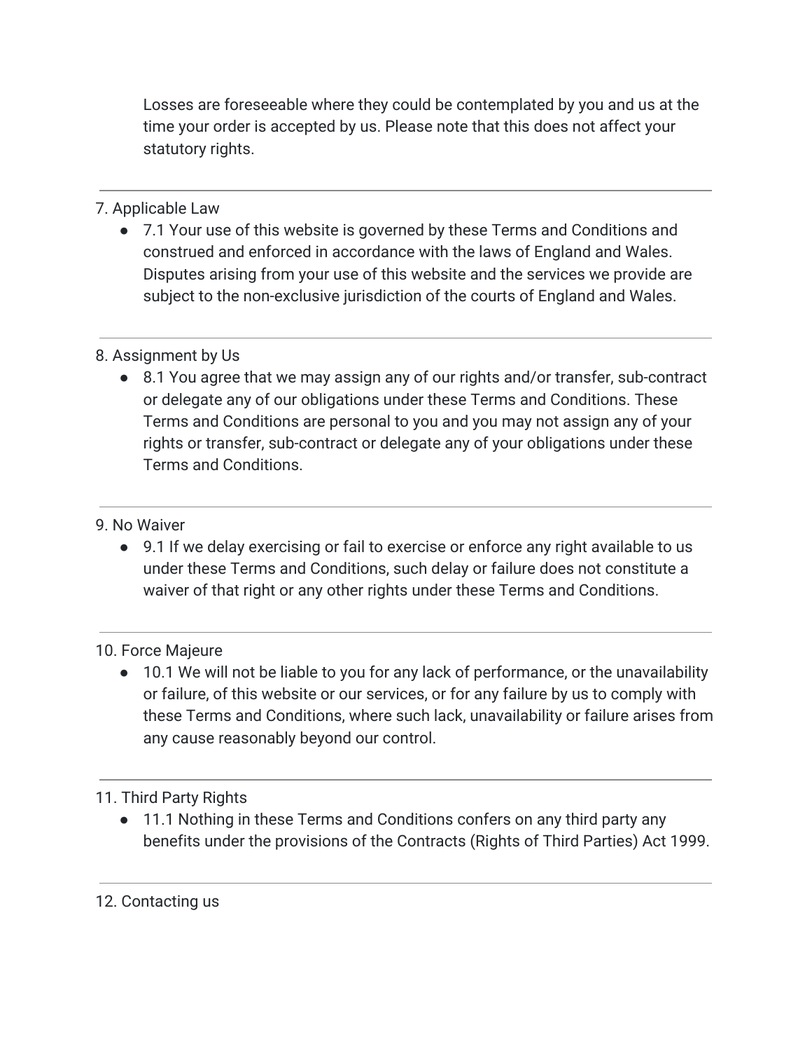Losses are foreseeable where they could be contemplated by you and us at the time your order is accepted by us. Please note that this does not affect your statutory rights.

---

7. Applicable Law

- 7.1 Your use of this website is governed by these Terms and Conditions and construed and enforced in accordance with the laws of England and Wales. Disputes arising from your use of this website and the services we provide are subject to the non-exclusive jurisdiction of the courts of England and Wales.

---

8. Assignment by Us

- 8.1 You agree that we may assign any of our rights and/or transfer, sub-contract or delegate any of our obligations under these Terms and Conditions. These Terms and Conditions are personal to you and you may not assign any of your rights or transfer, sub-contract or delegate any of your obligations under these Terms and Conditions.

---

9. No Waiver

- 9.1 If we delay exercising or fail to exercise or enforce any right available to us under these Terms and Conditions, such delay or failure does not constitute a waiver of that right or any other rights under these Terms and Conditions.

---

10. Force Majeure

- 10.1 We will not be liable to you for any lack of performance, or the unavailability or failure, of this website or our services, or for any failure by us to comply with these Terms and Conditions, where such lack, unavailability or failure arises from any cause reasonably beyond our control.

---

11. Third Party Rights

- 11.1 Nothing in these Terms and Conditions confers on any third party any benefits under the provisions of the Contracts (Rights of Third Parties) Act 1999.

---

12. Contacting us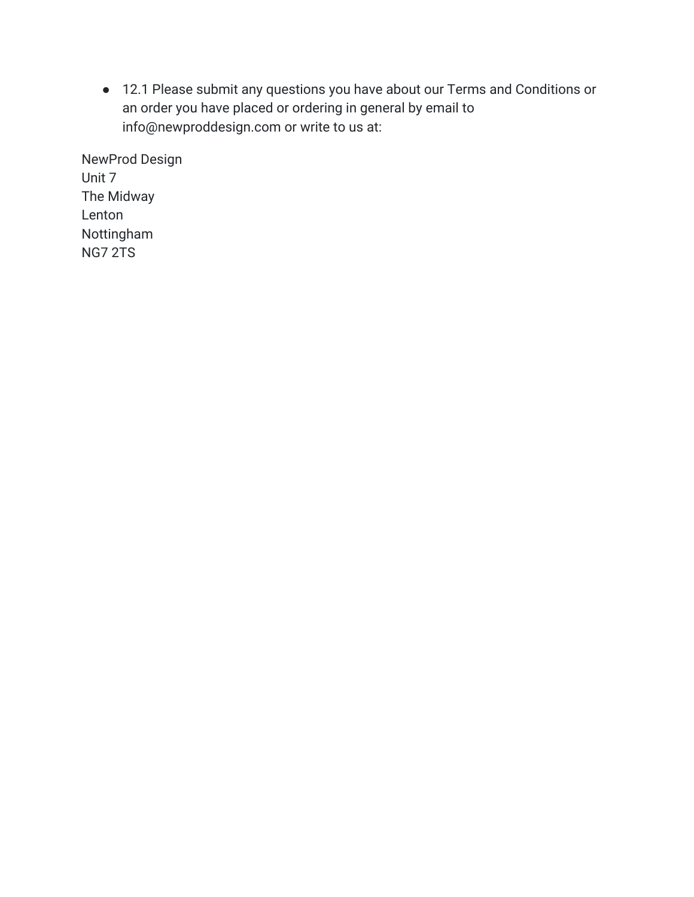- 12.1 Please submit any questions you have about our Terms and Conditions or an order you have placed or ordering in general by email to info@newproddesign.com or write to us at:

NewProd Design
Unit 7
The Midway
Lenton
Nottingham
NG7 2TS